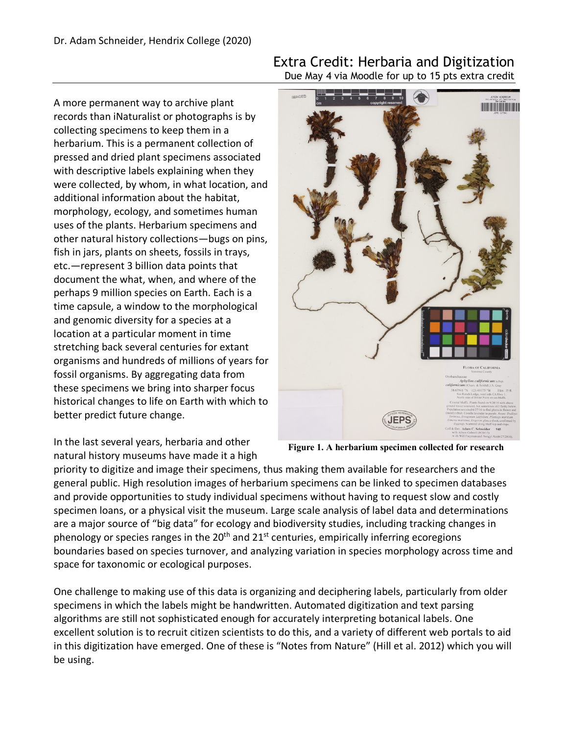Dr. Adam Schneider, Hendrix College (2020)

# Extra Credit: Herbaria and Digitization

Due May 4 via Moodle for up to 15 pts extra credit

A more permanent way to archive plant records than iNaturalist or photographs is by collecting specimens to keep them in a herbarium. This is a permanent collection of pressed and dried plant specimens associated with descriptive labels explaining when they were collected, by whom, in what location, and additional information about the habitat, morphology, ecology, and sometimes human uses of the plants. Herbarium specimens and other natural history collections—bugs on pins, fish in jars, plants on sheets, fossils in trays, etc.—represent 3 billion data points that document the what, when, and where of the perhaps 9 million species on Earth. Each is a time capsule, a window to the morphological and genomic diversity for a species at a location at a particular moment in time stretching back several centuries for extant organisms and hundreds of millions of years for fossil organisms. By aggregating data from these specimens we bring into sharper focus historical changes to life on Earth with which to better predict future change.

**Figure 1. A herbarium specimen collected for research**

In the last several years, herbaria and other natural history museums have made it a high priority to digitize and image their specimens, thus making them available for researchers and the general public. High resolution images of herbarium specimens can be linked to specimen databases and provide opportunities to study individual specimens without having to request slow and costly specimen loans, or a physical visit the museum. Large scale analysis of label data and determinations are a major source of "big data" for ecology and biodiversity studies, including tracking changes in phenology or species ranges in the 20th and 21st centuries, empirically inferring ecoregions boundaries based on species turnover, and analyzing variation in species morphology across time and space for taxonomic or ecological purposes.

One challenge to making use of this data is organizing and deciphering labels, particularly from older specimens in which the labels might be handwritten. Automated digitization and text parsing algorithms are still not sophisticated enough for accurately interpreting botanical labels. One excellent solution is to recruit citizen scientists to do this, and a variety of different web portals to aid in this digitization have emerged. One of these is "Notes from Nature" (Hill et al. 2012) which you will be using.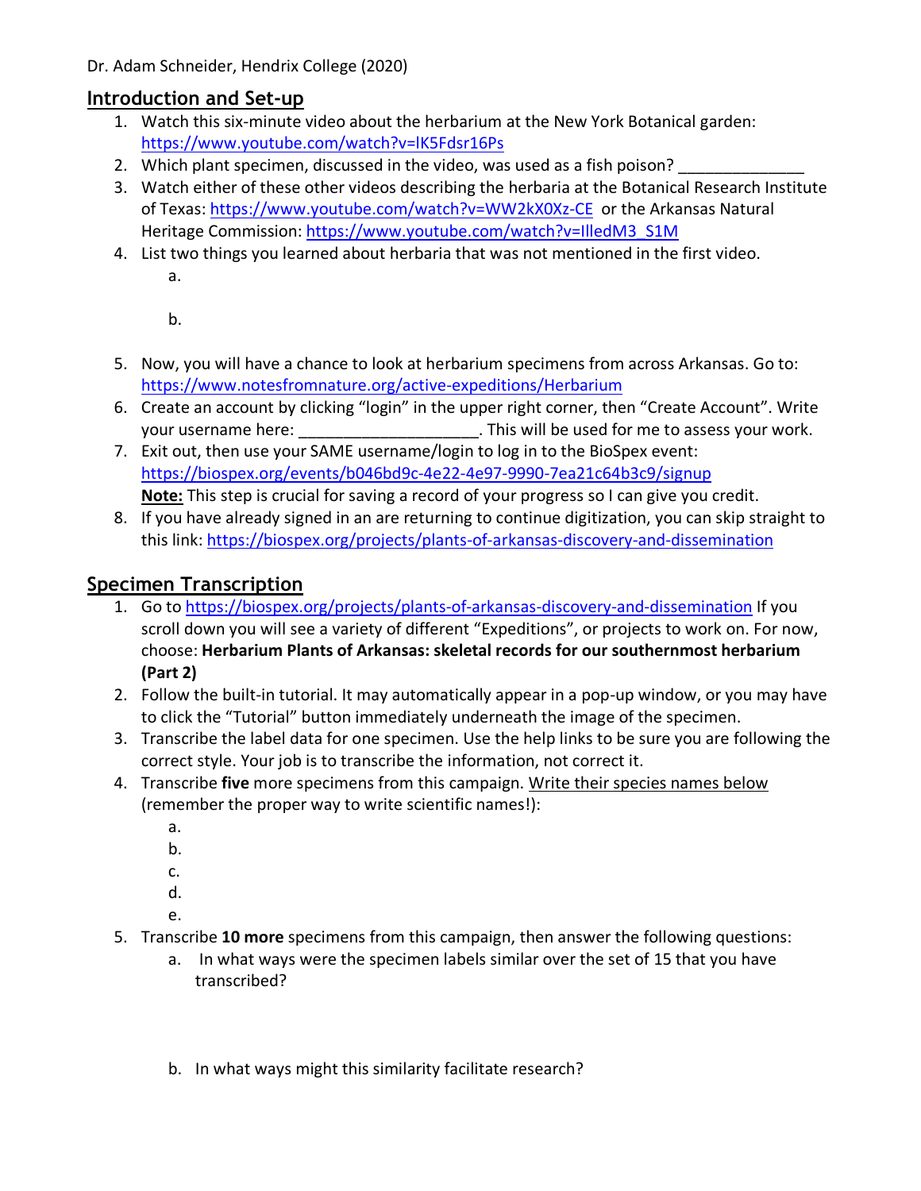Dr. Adam Schneider, Hendrix College (2020)

## Introduction and Set-up

1. Watch this six-minute video about the herbarium at the New York Botanical garden: https://www.youtube.com/watch?v=lK5Fdsr16Ps
2. Which plant specimen, discussed in the video, was used as a fish poison? _____________
3. Watch either of these other videos describing the herbaria at the Botanical Research Institute of Texas: https://www.youtube.com/watch?v=WW2kX0Xz-CE or the Arkansas Natural Heritage Commission: https://www.youtube.com/watch?v=IlledM3_S1M
4. List two things you learned about herbaria that was not mentioned in the first video.
    a.

    b.

5. Now, you will have a chance to look at herbarium specimens from across Arkansas. Go to: https://www.notesfromnature.org/active-expeditions/Herbarium
6. Create an account by clicking "login" in the upper right corner, then "Create Account". Write your username here: ___________________. This will be used for me to assess your work.
7. Exit out, then use your SAME username/login to log in to the BioSpex event: https://biospex.org/events/b046bd9c-4e22-4e97-9990-7ea21c64b3c9/signup
   **Note:** This step is crucial for saving a record of your progress so I can give you credit.
8. If you have already signed in an are returning to continue digitization, you can skip straight to this link: https://biospex.org/projects/plants-of-arkansas-discovery-and-dissemination

## Specimen Transcription

1. Go to https://biospex.org/projects/plants-of-arkansas-discovery-and-dissemination If you scroll down you will see a variety of different "Expeditions", or projects to work on. For now, choose: **Herbarium Plants of Arkansas: skeletal records for our southernmost herbarium (Part 2)**
2. Follow the built-in tutorial. It may automatically appear in a pop-up window, or you may have to click the "Tutorial" button immediately underneath the image of the specimen.
3. Transcribe the label data for one specimen. Use the help links to be sure you are following the correct style. Your job is to transcribe the information, not correct it.
4. Transcribe **five** more specimens from this campaign. Write their species names below (remember the proper way to write scientific names!):
    a.
    b.
    c.
    d.
    e.
5. Transcribe **10 more** specimens from this campaign, then answer the following questions:
    a. In what ways were the specimen labels similar over the set of 15 that you have transcribed?

    b. In what ways might this similarity facilitate research?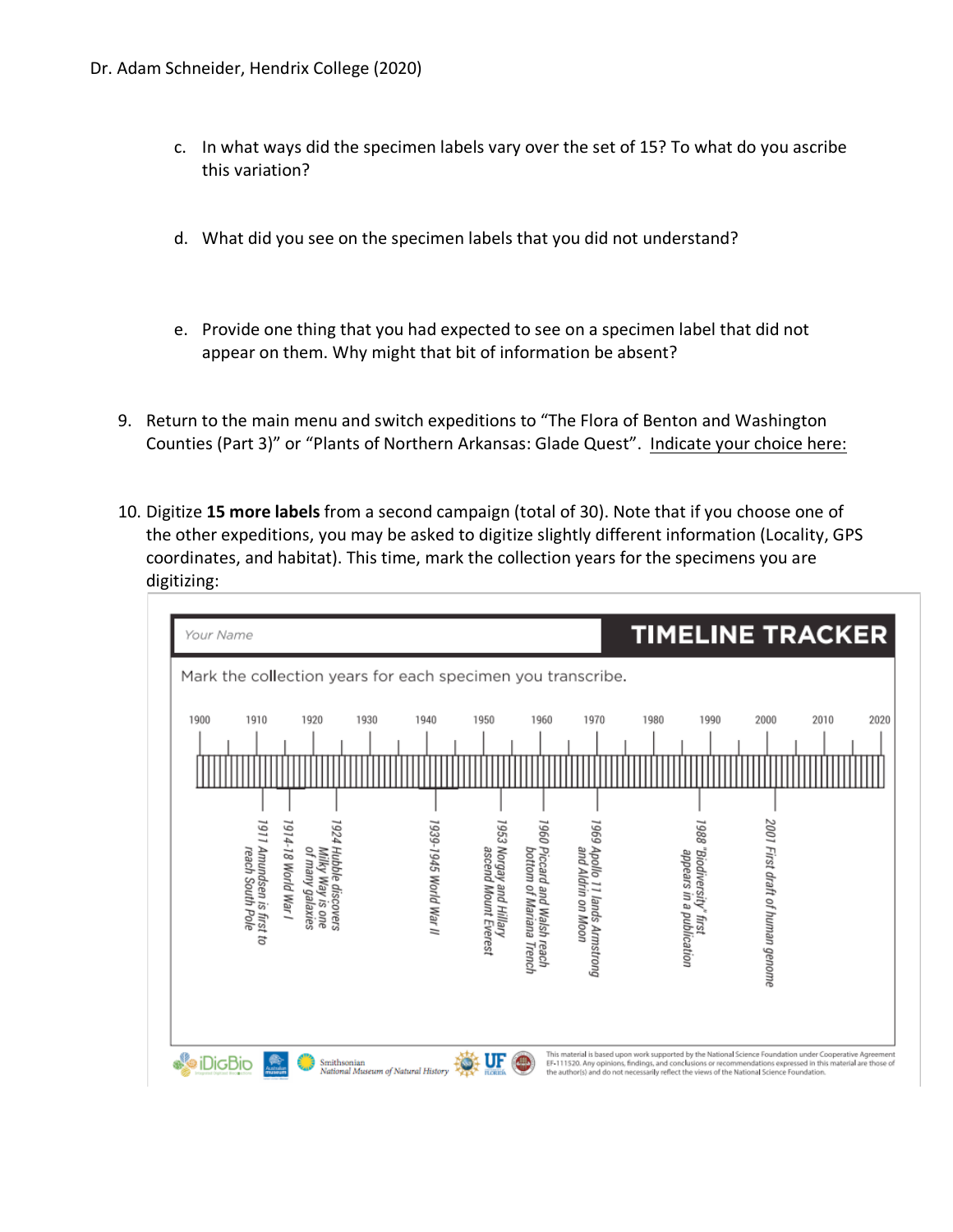c. In what ways did the specimen labels vary over the set of 15? To what do you ascribe this variation?

d. What did you see on the specimen labels that you did not understand?

e. Provide one thing that you had expected to see on a specimen label that did not appear on them. Why might that bit of information be absent?

9. Return to the main menu and switch expeditions to "The Flora of Benton and Washington Counties (Part 3)" or "Plants of Northern Arkansas: Glade Quest". Indicate your choice here:

10. Digitize **15 more labels** from a second campaign (total of 30). Note that if you choose one of the other expeditions, you may be asked to digitize slightly different information (Locality, GPS coordinates, and habitat). This time, mark the collection years for the specimens you are digitizing:

Your Name

**TIMELINE TRACKER**

Mark the collection years for each specimen you transcribe.

1900 1910 1920 1930 1940 1950 1960 1970 1980 1990 2000 2010 2020

- 1911 Amundsen is first to reach South Pole
- 1914-18 World War I
- 1924 Hubble discovers Milky Way is one of many galaxies
- 1939-1945 World War II
- 1953 Norgay and Hillary ascend Mount Everest
- 1960 Piccard and Walsh reach bottom of Mariana Trench
- 1969 Apollo 11 lands Armstrong and Aldrin on Moon
- 1988 "Biodiversity" first appears in a publication
- 2001 First draft of human genome

iDigBio | Australian Museum | Smithsonian National Museum of Natural History | UF Florida

This material is based upon work supported by the National Science Foundation under Cooperative Agreement EF-1115210. Any opinions, findings, and conclusions or recommendations expressed in this material are those of the author(s) and do not necessarily reflect the views of the National Science Foundation.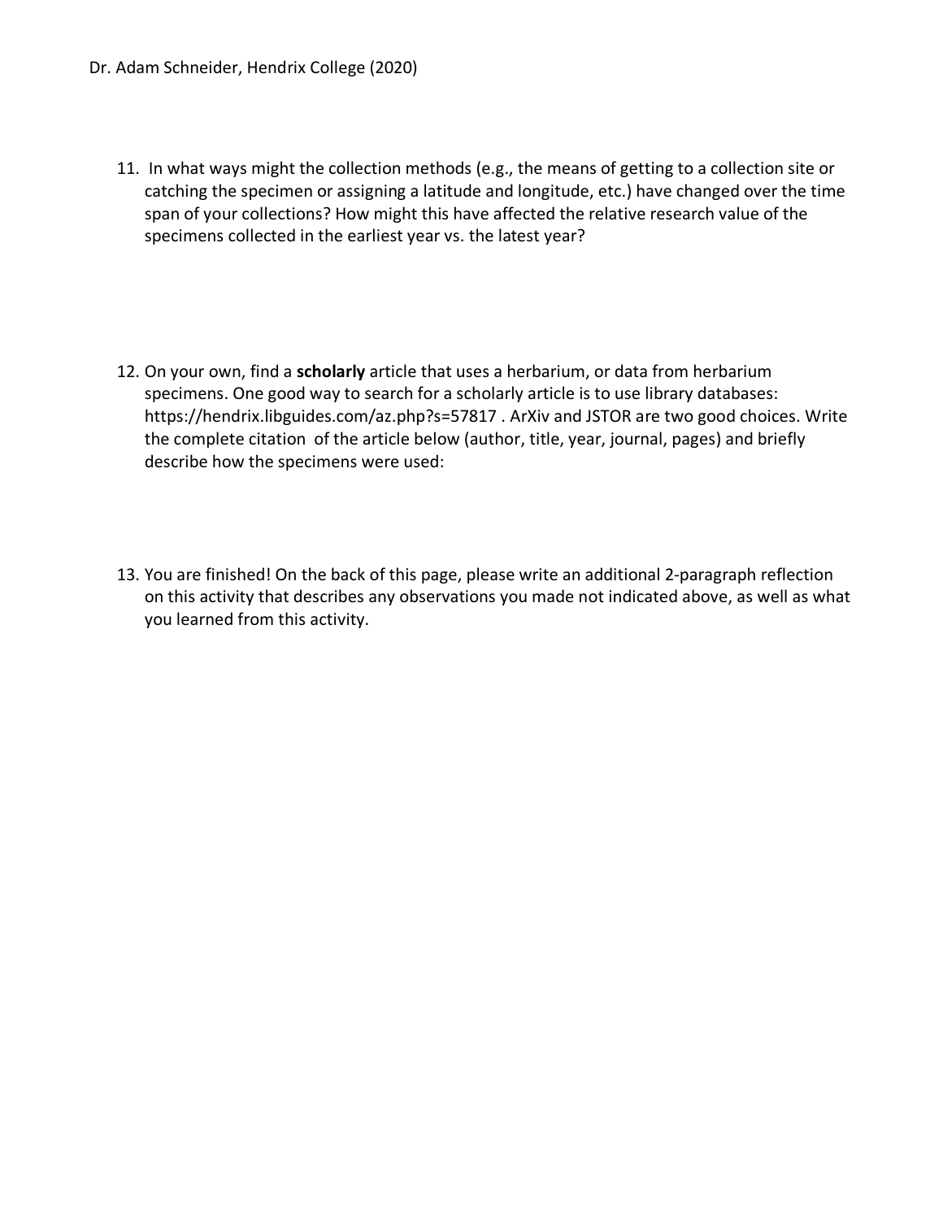Dr. Adam Schneider, Hendrix College (2020)

11. In what ways might the collection methods (e.g., the means of getting to a collection site or catching the specimen or assigning a latitude and longitude, etc.) have changed over the time span of your collections? How might this have affected the relative research value of the specimens collected in the earliest year vs. the latest year?

12. On your own, find a **scholarly** article that uses a herbarium, or data from herbarium specimens. One good way to search for a scholarly article is to use library databases: https://hendrix.libguides.com/az.php?s=57817 . ArXiv and JSTOR are two good choices. Write the complete citation of the article below (author, title, year, journal, pages) and briefly describe how the specimens were used:

13. You are finished! On the back of this page, please write an additional 2-paragraph reflection on this activity that describes any observations you made not indicated above, as well as what you learned from this activity.